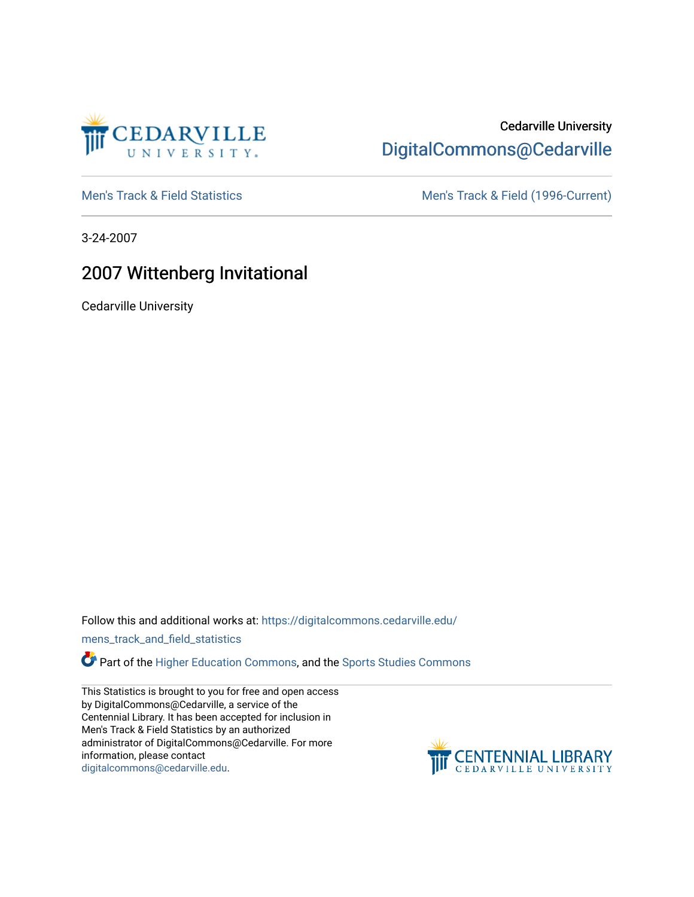Cedarville University
DigitalCommons@Cedarville

Men's Track & Field Statistics | Men's Track & Field (1996-Current)

3-24-2007

# 2007 Wittenberg Invitational

Cedarville University

Follow this and additional works at: https://digitalcommons.cedarville.edu/mens_track_and_field_statistics

Part of the Higher Education Commons, and the Sports Studies Commons

This Statistics is brought to you for free and open access by DigitalCommons@Cedarville, a service of the Centennial Library. It has been accepted for inclusion in Men's Track & Field Statistics by an authorized administrator of DigitalCommons@Cedarville. For more information, please contact digitalcommons@cedarville.edu.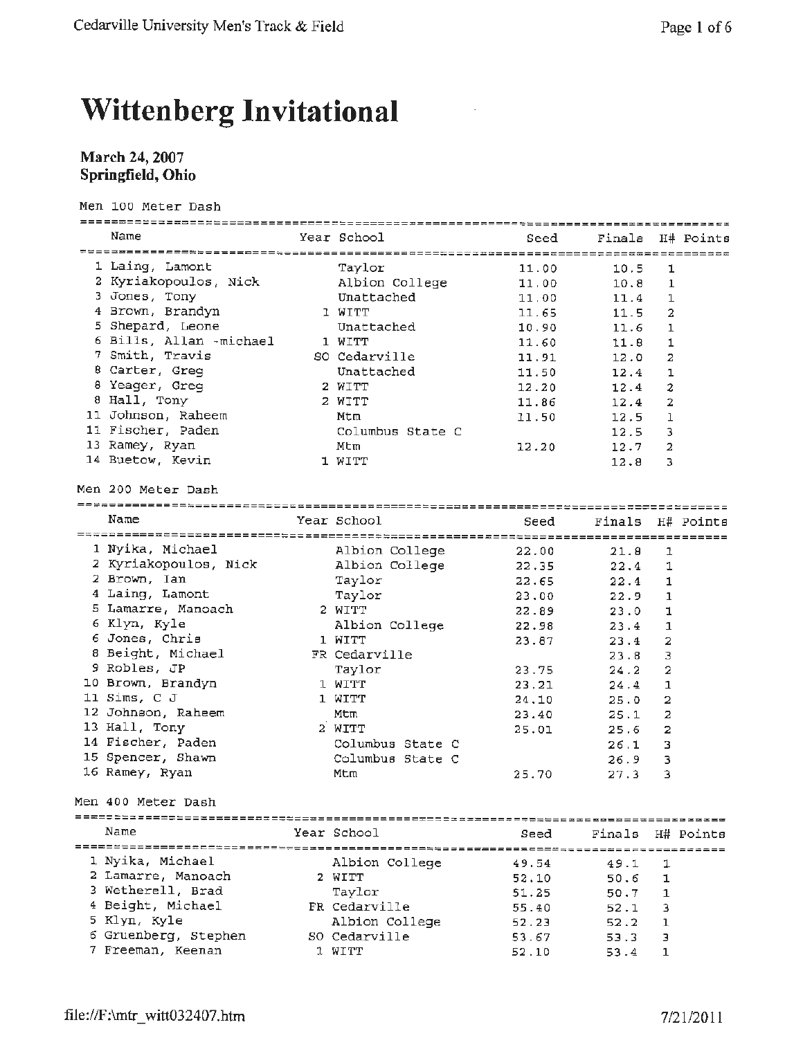# Wittenberg Invitational

**March 24, 2007**
**Springfield, Ohio**

Men 100 Meter Dash

| | Name | Year | School | Seed | Finals | H# | Points |
|---|---|---|---|---|---|---|---|
| 1 | Laing, Lamont | | Taylor | 11.00 | 10.5 | 1 | |
| 2 | Kyriakopoulos, Nick | | Albion College | 11.00 | 10.8 | 1 | |
| 3 | Jones, Tony | | Unattached | 11.00 | 11.4 | 1 | |
| 4 | Brown, Brandyn | 1 | WITT | 11.65 | 11.5 | 2 | |
| 5 | Shepard, Leone | | Unattached | 10.90 | 11.6 | 1 | |
| 6 | Bills, Allan -michael | 1 | WITT | 11.60 | 11.8 | 1 | |
| 7 | Smith, Travis | SO | Cedarville | 11.91 | 12.0 | 2 | |
| 8 | Carter, Greg | | Unattached | 11.50 | 12.4 | 1 | |
| 8 | Yeager, Greg | 2 | WITT | 12.20 | 12.4 | 2 | |
| 8 | Hall, Tony | 2 | WITT | 11.86 | 12.4 | 2 | |
| 11 | Johnson, Raheem | | Mtm | 11.50 | 12.5 | 1 | |
| 11 | Fischer, Paden | | Columbus State C | | 12.5 | 3 | |
| 13 | Ramey, Ryan | | Mtm | 12.20 | 12.7 | 2 | |
| 14 | Buetow, Kevin | 1 | WITT | | 12.8 | 3 | |

Men 200 Meter Dash

| | Name | Year | School | Seed | Finals | H# | Points |
|---|---|---|---|---|---|---|---|
| 1 | Nyika, Michael | | Albion College | 22.00 | 21.8 | 1 | |
| 2 | Kyriakopoulos, Nick | | Albion College | 22.35 | 22.4 | 1 | |
| 2 | Brown, Ian | | Taylor | 22.65 | 22.4 | 1 | |
| 4 | Laing, Lamont | | Taylor | 23.00 | 22.9 | 1 | |
| 5 | Lamarre, Manoach | 2 | WITT | 22.89 | 23.0 | 1 | |
| 6 | Klyn, Kyle | | Albion College | 22.98 | 23.4 | 1 | |
| 6 | Jones, Chris | 1 | WITT | 23.87 | 23.4 | 2 | |
| 8 | Beight, Michael | FR | Cedarville | | 23.8 | 3 | |
| 9 | Robles, JP | | Taylor | 23.75 | 24.2 | 2 | |
| 10 | Brown, Brandyn | 1 | WITT | 23.21 | 24.4 | 1 | |
| 11 | Sims, C J | 1 | WITT | 24.10 | 25.0 | 2 | |
| 12 | Johnson, Raheem | | Mtm | 23.40 | 25.1 | 2 | |
| 13 | Hall, Tony | 2 | WITT | 25.01 | 25.6 | 2 | |
| 14 | Fischer, Paden | | Columbus State C | | 26.1 | 3 | |
| 15 | Spencer, Shawn | | Columbus State C | | 26.9 | 3 | |
| 16 | Ramey, Ryan | | Mtm | 25.70 | 27.3 | 3 | |

Men 400 Meter Dash

| | Name | Year | School | Seed | Finals | H# | Points |
|---|---|---|---|---|---|---|---|
| 1 | Nyika, Michael | | Albion College | 49.54 | 49.1 | 1 | |
| 2 | Lamarre, Manoach | 2 | WITT | 52.10 | 50.6 | 1 | |
| 3 | Wetherell, Brad | | Taylor | 51.25 | 50.7 | 1 | |
| 4 | Beight, Michael | FR | Cedarville | 55.40 | 52.1 | 3 | |
| 5 | Klyn, Kyle | | Albion College | 52.23 | 52.2 | 1 | |
| 6 | Gruenberg, Stephen | SO | Cedarville | 53.67 | 53.3 | 3 | |
| 7 | Freeman, Keenan | 1 | WITT | 52.10 | 53.4 | 1 | |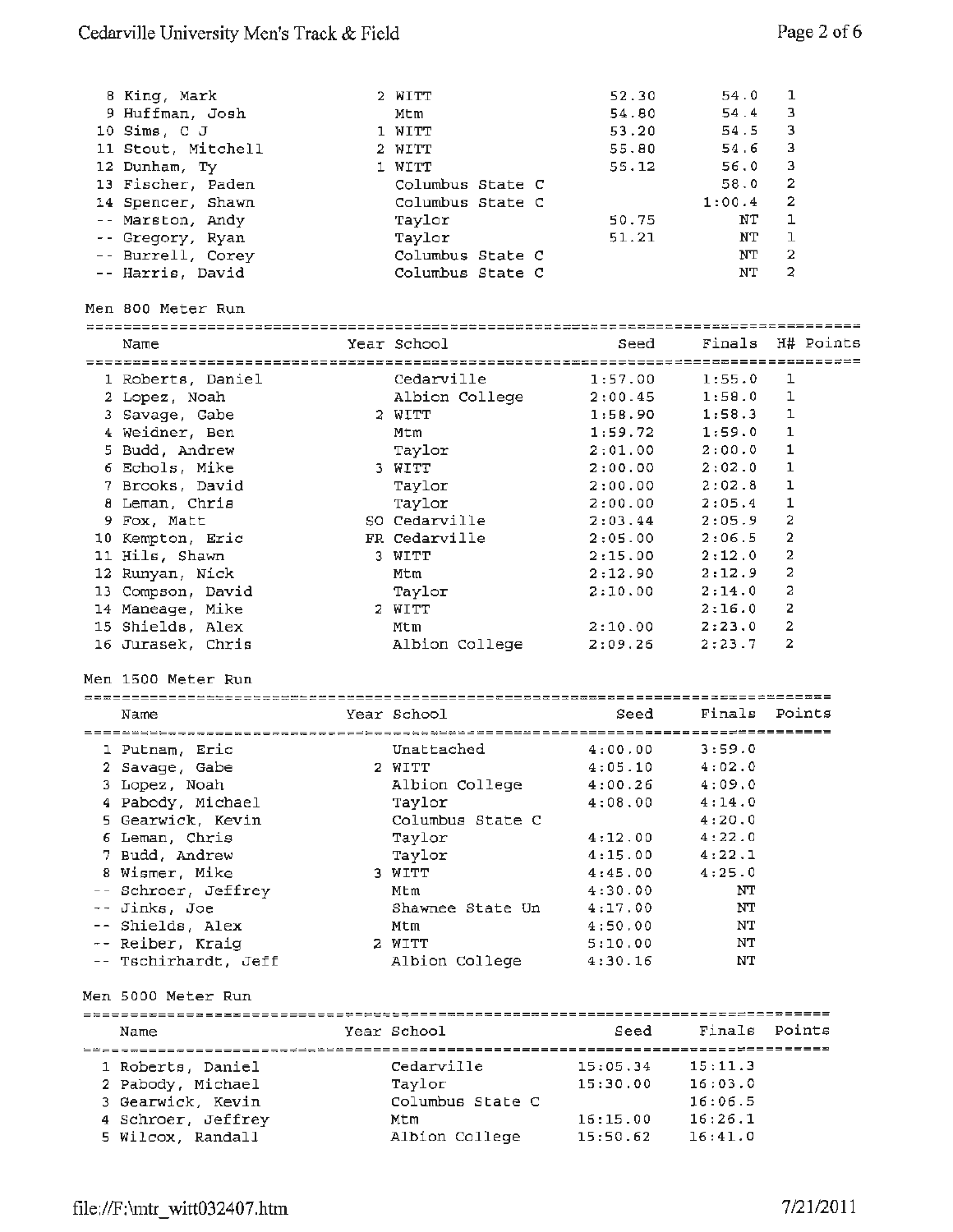| Name | Year | School | Seed | Finals | H# |
|---|---|---|---|---|---|
| 8 King, Mark | 2 | WITT | 52.30 | 54.0 | 1 |
| 9 Huffman, Josh | | Mtm | 54.80 | 54.4 | 3 |
| 10 Sims, C J | 1 | WITT | 53.20 | 54.5 | 3 |
| 11 Stout, Mitchell | 2 | WITT | 55.80 | 54.6 | 3 |
| 12 Dunham, Ty | 1 | WITT | 55.12 | 56.0 | 3 |
| 13 Fischer, Paden | | Columbus State C | | 58.0 | 2 |
| 14 Spencer, Shawn | | Columbus State C | | 1:00.4 | 2 |
| -- Marston, Andy | | Taylor | 50.75 | NT | 1 |
| -- Gregory, Ryan | | Taylor | 51.21 | NT | 1 |
| -- Burrell, Corey | | Columbus State C | | NT | 2 |
| -- Harris, David | | Columbus State C | | NT | 2 |

Men 800 Meter Run

| Name | Year | School | Seed | Finals | H# | Points |
|---|---|---|---|---|---|---|
| 1 Roberts, Daniel | | Cedarville | 1:57.00 | 1:55.0 | 1 | |
| 2 Lopez, Noah | | Albion College | 2:00.45 | 1:58.0 | 1 | |
| 3 Savage, Gabe | 2 | WITT | 1:58.90 | 1:58.3 | 1 | |
| 4 Weidner, Ben | | Mtm | 1:59.72 | 1:59.0 | 1 | |
| 5 Budd, Andrew | | Taylor | 2:01.00 | 2:00.0 | 1 | |
| 6 Echols, Mike | 3 | WITT | 2:00.00 | 2:02.0 | 1 | |
| 7 Brooks, David | | Taylor | 2:00.00 | 2:02.8 | 1 | |
| 8 Leman, Chris | | Taylor | 2:00.00 | 2:05.4 | 1 | |
| 9 Fox, Matt | SO | Cedarville | 2:03.44 | 2:05.9 | 2 | |
| 10 Kempton, Eric | FR | Cedarville | 2:05.00 | 2:06.5 | 2 | |
| 11 Hils, Shawn | 3 | WITT | 2:15.00 | 2:12.0 | 2 | |
| 12 Runyan, Nick | | Mtm | 2:12.90 | 2:12.9 | 2 | |
| 13 Compson, David | | Taylor | 2:10.00 | 2:14.0 | 2 | |
| 14 Maneage, Mike | 2 | WITT | | 2:16.0 | 2 | |
| 15 Shields, Alex | | Mtm | 2:10.00 | 2:23.0 | 2 | |
| 16 Jurasek, Chris | | Albion College | 2:09.26 | 2:23.7 | 2 | |

Men 1500 Meter Run

| Name | Year | School | Seed | Finals | Points |
|---|---|---|---|---|---|
| 1 Putnam, Eric | | Unattached | 4:00.00 | 3:59.0 | |
| 2 Savage, Gabe | 2 | WITT | 4:05.10 | 4:02.0 | |
| 3 Lopez, Noah | | Albion College | 4:00.26 | 4:09.0 | |
| 4 Pabody, Michael | | Taylor | 4:08.00 | 4:14.0 | |
| 5 Gearwick, Kevin | | Columbus State C | | 4:20.0 | |
| 6 Leman, Chris | | Taylor | 4:12.00 | 4:22.0 | |
| 7 Budd, Andrew | | Taylor | 4:15.00 | 4:22.1 | |
| 8 Wismer, Mike | 3 | WITT | 4:45.00 | 4:25.0 | |
| -- Schroer, Jeffrey | | Mtm | 4:30.00 | NT | |
| -- Jinks, Joe | | Shawnee State Un | 4:17.00 | NT | |
| -- Shields, Alex | | Mtm | 4:50.00 | NT | |
| -- Reiber, Kraig | 2 | WITT | 5:10.00 | NT | |
| -- Tschirhardt, Jeff | | Albion College | 4:30.16 | NT | |

Men 5000 Meter Run

| Name | Year | School | Seed | Finals | Points |
|---|---|---|---|---|---|
| 1 Roberts, Daniel | | Cedarville | 15:05.34 | 15:11.3 | |
| 2 Pabody, Michael | | Taylor | 15:30.00 | 16:03.0 | |
| 3 Gearwick, Kevin | | Columbus State C | | 16:06.5 | |
| 4 Schroer, Jeffrey | | Mtm | 16:15.00 | 16:26.1 | |
| 5 Wilcox, Randall | | Albion College | 15:50.62 | 16:41.0 | |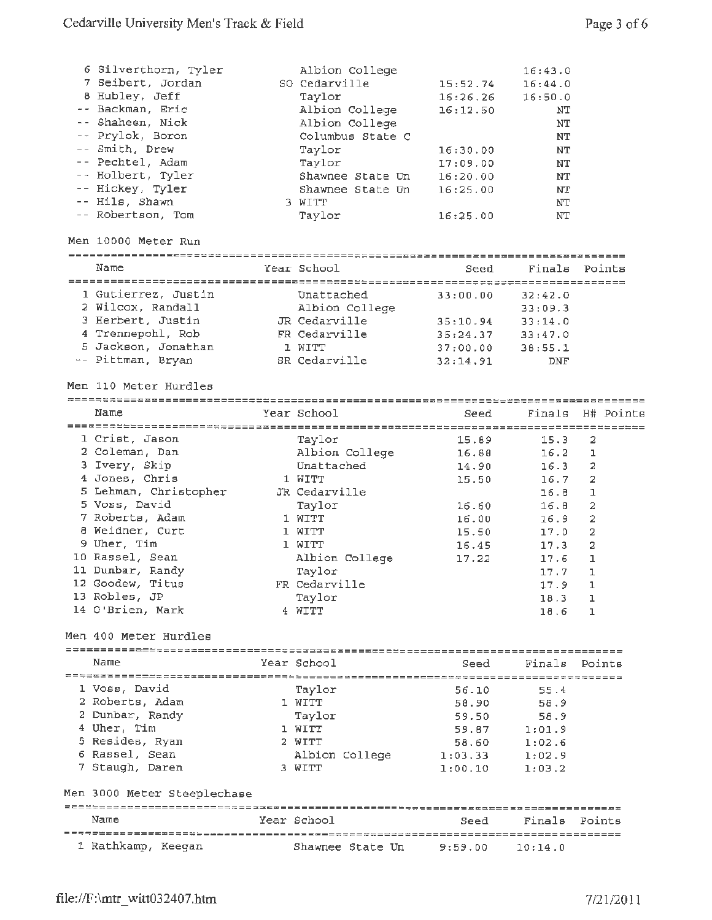| Place | Name | Year | School | Seed | Finals | Points |
|---|---|---|---|---|---|---|
| 6 | Silverthorn, Tyler | | Albion College | | 16:43.0 | |
| 7 | Seibert, Jordan | SO | Cedarville | 15:52.74 | 16:44.0 | |
| 8 | Hubley, Jeff | | Taylor | 16:26.26 | 16:50.0 | |
| -- | Backman, Eric | | Albion College | 16:12.50 | NT | |
| -- | Shaheen, Nick | | Albion College | | NT | |
| -- | Prylok, Boron | | Columbus State C | | NT | |
| -- | Smith, Drew | | Taylor | 16:30.00 | NT | |
| -- | Pechtel, Adam | | Taylor | 17:09.00 | NT | |
| -- | Holbert, Tyler | | Shawnee State Un | 16:20.00 | NT | |
| -- | Hickey, Tyler | | Shawnee State Un | 16:25.00 | NT | |
| -- | Hils, Shawn | 3 | WITT | | NT | |
| -- | Robertson, Tom | | Taylor | 16:25.00 | NT | |

## Men 10000 Meter Run

| Place | Name | Year | School | Seed | Finals | Points |
|---|---|---|---|---|---|---|
| 1 | Gutierrez, Justin | | Unattached | 33:00.00 | 32:42.0 | |
| 2 | Wilcox, Randall | | Albion College | | 33:09.3 | |
| 3 | Herbert, Justin | JR | Cedarville | 35:10.94 | 33:14.0 | |
| 4 | Trennepohl, Rob | FR | Cedarville | 35:24.37 | 33:47.0 | |
| 5 | Jackson, Jonathan | 1 | WITT | 37:00.00 | 36:55.1 | |
| -- | Pittman, Bryan | SR | Cedarville | 32:14.91 | DNF | |

## Men 110 Meter Hurdles

| Place | Name | Year | School | Seed | Finals | H# | Points |
|---|---|---|---|---|---|---|---|
| 1 | Crist, Jason | | Taylor | 15.89 | 15.3 | 2 | |
| 2 | Coleman, Dan | | Albion College | 16.88 | 16.2 | 1 | |
| 3 | Ivery, Skip | | Unattached | 14.90 | 16.3 | 2 | |
| 4 | Jones, Chris | 1 | WITT | 15.50 | 16.7 | 2 | |
| 5 | Lehman, Christopher | JR | Cedarville | | 16.8 | 1 | |
| 5 | Voss, David | | Taylor | 16.60 | 16.8 | 2 | |
| 7 | Roberts, Adam | 1 | WITT | 16.00 | 16.9 | 2 | |
| 8 | Weidner, Curt | 1 | WITT | 15.50 | 17.0 | 2 | |
| 9 | Uher, Tim | 1 | WITT | 16.45 | 17.3 | 2 | |
| 10 | Rassel, Sean | | Albion College | 17.22 | 17.6 | 1 | |
| 11 | Dunbar, Randy | | Taylor | | 17.7 | 1 | |
| 12 | Goodew, Titus | FR | Cedarville | | 17.9 | 1 | |
| 13 | Robles, JP | | Taylor | | 18.3 | 1 | |
| 14 | O'Brien, Mark | 4 | WITT | | 18.6 | 1 | |

## Men 400 Meter Hurdles

| Place | Name | Year | School | Seed | Finals | Points |
|---|---|---|---|---|---|---|
| 1 | Voss, David | | Taylor | 56.10 | 55.4 | |
| 2 | Roberts, Adam | 1 | WITT | 58.90 | 58.9 | |
| 2 | Dunbar, Randy | | Taylor | 59.50 | 58.9 | |
| 4 | Uher, Tim | 1 | WITT | 59.87 | 1:01.9 | |
| 5 | Resides, Ryan | 2 | WITT | 58.60 | 1:02.6 | |
| 6 | Rassel, Sean | | Albion College | 1:03.33 | 1:02.9 | |
| 7 | Staugh, Daren | 3 | WITT | 1:00.10 | 1:03.2 | |

## Men 3000 Meter Steeplechase

| Place | Name | Year | School | Seed | Finals | Points |
|---|---|---|---|---|---|---|
| 1 | Rathkamp, Keegan | | Shawnee State Un | 9:59.00 | 10:14.0 | |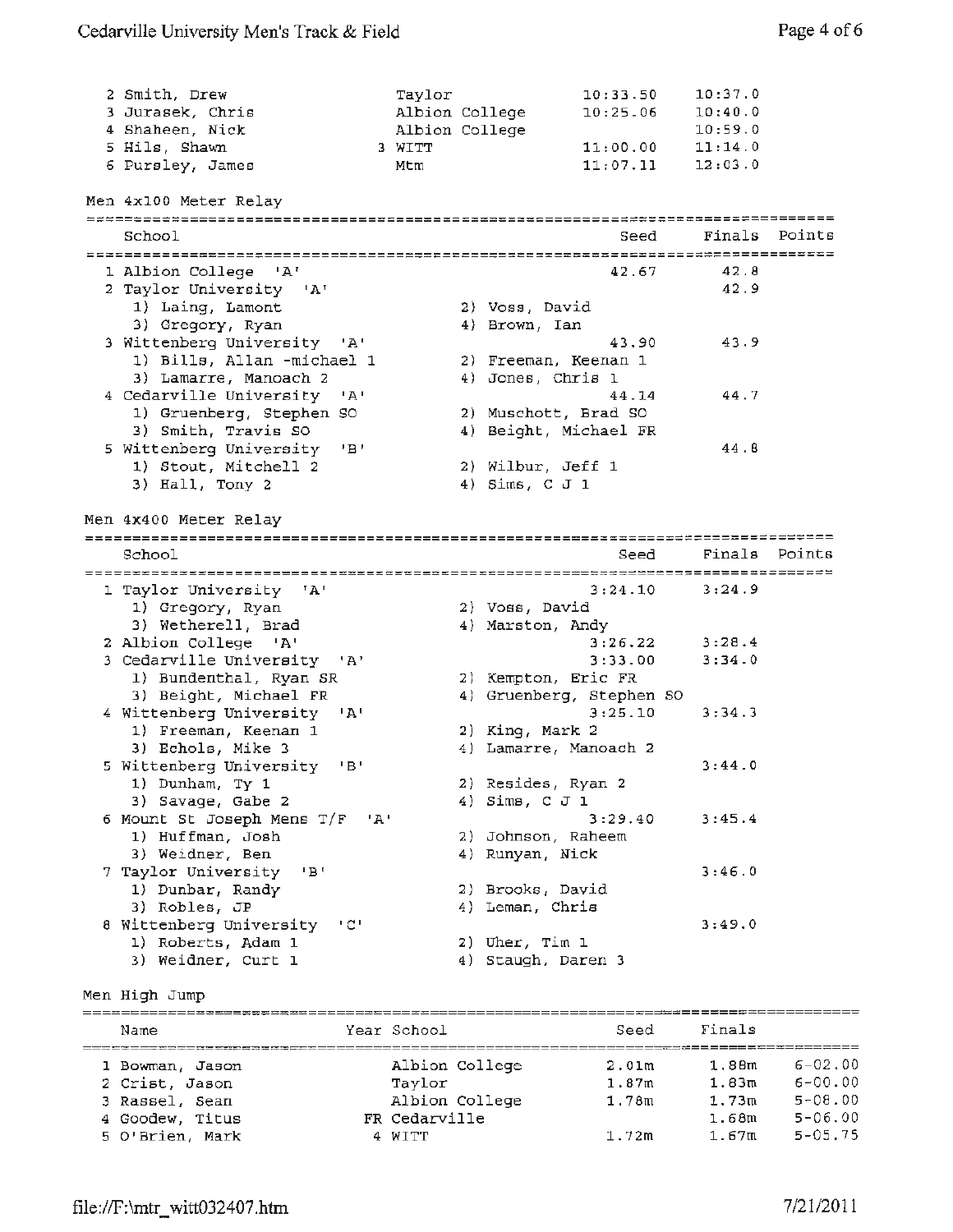| Place | Name | Year | School | Seed | Finals |
|---|---|---|---|---|---|
| 2 | Smith, Drew | | Taylor | 10:33.50 | 10:37.0 |
| 3 | Jurasek, Chris | | Albion College | 10:25.06 | 10:40.0 |
| 4 | Shaheen, Nick | | Albion College | | 10:59.0 |
| 5 | Hils, Shawn | 3 | WITT | 11:00.00 | 11:14.0 |
| 6 | Pursley, James | | Mtm | 11:07.11 | 12:03.0 |

## Men 4x100 Meter Relay

| Place | School | Seed | Finals | Points |
|---|---|---|---|---|
| 1 | Albion College 'A' | 42.67 | 42.8 | |
| 2 | Taylor University 'A' | | 42.9 | |
| | 1) Laing, Lamont 2) Voss, David 3) Gregory, Ryan 4) Brown, Ian | | | |
| 3 | Wittenberg University 'A' | 43.90 | 43.9 | |
| | 1) Bills, Allan -michael 1 2) Freeman, Keenan 1 3) Lamarre, Manoach 2 4) Jones, Chris 1 | | | |
| 4 | Cedarville University 'A' | 44.14 | 44.7 | |
| | 1) Gruenberg, Stephen SO 2) Muschott, Brad SO 3) Smith, Travis SO 4) Beight, Michael FR | | | |
| 5 | Wittenberg University 'B' | | 44.8 | |
| | 1) Stout, Mitchell 2 2) Wilbur, Jeff 1 3) Hall, Tony 2 4) Sims, C J 1 | | | |

## Men 4x400 Meter Relay

| Place | School | Seed | Finals | Points |
|---|---|---|---|---|
| 1 | Taylor University 'A' | 3:24.10 | 3:24.9 | |
| | 1) Gregory, Ryan 2) Voss, David 3) Wetherell, Brad 4) Marston, Andy | | | |
| 2 | Albion College 'A' | 3:26.22 | 3:28.4 | |
| 3 | Cedarville University 'A' | 3:33.00 | 3:34.0 | |
| | 1) Bundenthal, Ryan SR 2) Kempton, Eric FR 3) Beight, Michael FR 4) Gruenberg, Stephen SO | | | |
| 4 | Wittenberg University 'A' | 3:25.10 | 3:34.3 | |
| | 1) Freeman, Keenan 1 2) King, Mark 2 3) Echols, Mike 3 4) Lamarre, Manoach 2 | | | |
| 5 | Wittenberg University 'B' | | 3:44.0 | |
| | 1) Dunham, Ty 1 2) Resides, Ryan 2 3) Savage, Gabe 2 4) Sims, C J 1 | | | |
| 6 | Mount St Joseph Mens T/F 'A' | 3:29.40 | 3:45.4 | |
| | 1) Huffman, Josh 2) Johnson, Raheem 3) Weidner, Ben 4) Runyan, Nick | | | |
| 7 | Taylor University 'B' | | 3:46.0 | |
| | 1) Dunbar, Randy 2) Brooks, David 3) Robles, JP 4) Leman, Chris | | | |
| 8 | Wittenberg University 'C' | | 3:49.0 | |
| | 1) Roberts, Adam 1 2) Uher, Tim 1 3) Weidner, Curt 1 4) Staugh, Daren 3 | | | |

## Men High Jump

| Place | Name | Year | School | Seed | Finals | |
|---|---|---|---|---|---|---|
| 1 | Bowman, Jason | | Albion College | 2.01m | 1.88m | 6-02.00 |
| 2 | Crist, Jason | | Taylor | 1.87m | 1.83m | 6-00.00 |
| 3 | Rassel, Sean | | Albion College | 1.78m | 1.73m | 5-08.00 |
| 4 | Goodew, Titus | FR | Cedarville | | 1.68m | 5-06.00 |
| 5 | O'Brien, Mark | 4 | WITT | 1.72m | 1.67m | 5-05.75 |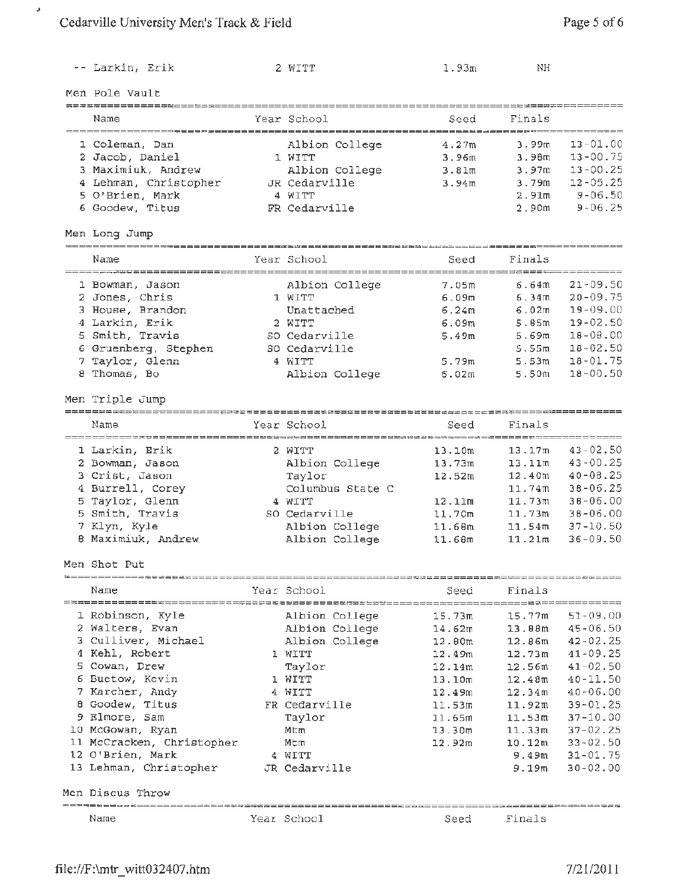| | Name | Year | School | Seed | Finals | |
|---|---|---|---|---|---|---|
| -- | Larkin, Erik | 2 | WITT | 1.93m | NH | |

## Men Pole Vault

| | Name | Year | School | Seed | Finals | |
|---|---|---|---|---|---|---|
| 1 | Coleman, Dan | | Albion College | 4.27m | 3.99m | 13-01.00 |
| 2 | Jacob, Daniel | 1 | WITT | 3.96m | 3.98m | 13-00.75 |
| 3 | Maximiuk, Andrew | | Albion College | 3.81m | 3.97m | 13-00.25 |
| 4 | Lehman, Christopher | JR | Cedarville | 3.94m | 3.79m | 12-05.25 |
| 5 | O'Brien, Mark | 4 | WITT | | 2.91m | 9-06.50 |
| 6 | Goodew, Titus | FR | Cedarville | | 2.90m | 9-06.25 |

## Men Long Jump

| | Name | Year | School | Seed | Finals | |
|---|---|---|---|---|---|---|
| 1 | Bowman, Jason | | Albion College | 7.05m | 6.64m | 21-09.50 |
| 2 | Jones, Chris | 1 | WITT | 6.09m | 6.34m | 20-09.75 |
| 3 | House, Brandon | | Unattached | 6.24m | 6.02m | 19-09.00 |
| 4 | Larkin, Erik | 2 | WITT | 6.09m | 5.85m | 19-02.50 |
| 5 | Smith, Travis | SO | Cedarville | 5.49m | 5.69m | 18-08.00 |
| 6 | Gruenberg, Stephen | SO | Cedarville | | 5.55m | 18-02.50 |
| 7 | Taylor, Glenn | 4 | WITT | 5.79m | 5.53m | 18-01.75 |
| 8 | Thomas, Bo | | Albion College | 6.02m | 5.50m | 18-00.50 |

## Men Triple Jump

| | Name | Year | School | Seed | Finals | |
|---|---|---|---|---|---|---|
| 1 | Larkin, Erik | 2 | WITT | 13.10m | 13.17m | 43-02.50 |
| 2 | Bowman, Jason | | Albion College | 13.73m | 13.11m | 43-00.25 |
| 3 | Crist, Jason | | Taylor | 12.52m | 12.40m | 40-08.25 |
| 4 | Burrell, Corey | | Columbus State C | | 11.74m | 38-06.25 |
| 5 | Taylor, Glenn | 4 | WITT | 12.11m | 11.73m | 38-06.00 |
| 5 | Smith, Travis | SO | Cedarville | 11.70m | 11.73m | 38-06.00 |
| 7 | Klyn, Kyle | | Albion College | 11.68m | 11.54m | 37-10.50 |
| 8 | Maximiuk, Andrew | | Albion College | 11.68m | 11.21m | 36-09.50 |

## Men Shot Put

| | Name | Year | School | Seed | Finals | |
|---|---|---|---|---|---|---|
| 1 | Robinson, Kyle | | Albion College | 15.73m | 15.77m | 51-09.00 |
| 2 | Walters, Evan | | Albion College | 14.62m | 13.88m | 45-06.50 |
| 3 | Culliver, Michael | | Albion College | 12.80m | 12.86m | 42-02.25 |
| 4 | Kehl, Robert | 1 | WITT | 12.49m | 12.73m | 41-09.25 |
| 5 | Cowan, Drew | | Taylor | 12.14m | 12.56m | 41-02.50 |
| 6 | Buetow, Kevin | 1 | WITT | 13.10m | 12.48m | 40-11.50 |
| 7 | Karcher, Andy | 4 | WITT | 12.49m | 12.34m | 40-06.00 |
| 8 | Goodew, Titus | FR | Cedarville | 11.53m | 11.92m | 39-01.25 |
| 9 | Elmore, Sam | | Taylor | 11.65m | 11.53m | 37-10.00 |
| 10 | McGowan, Ryan | | Mtm | 13.30m | 11.33m | 37-02.25 |
| 11 | McCracken, Christopher | | Mtm | 12.92m | 10.12m | 33-02.50 |
| 12 | O'Brien, Mark | 4 | WITT | | 9.49m | 31-01.75 |
| 13 | Lehman, Christopher | JR | Cedarville | | 9.19m | 30-02.00 |

## Men Discus Throw

| Name | Year | School | Seed | Finals |
|---|---|---|---|---|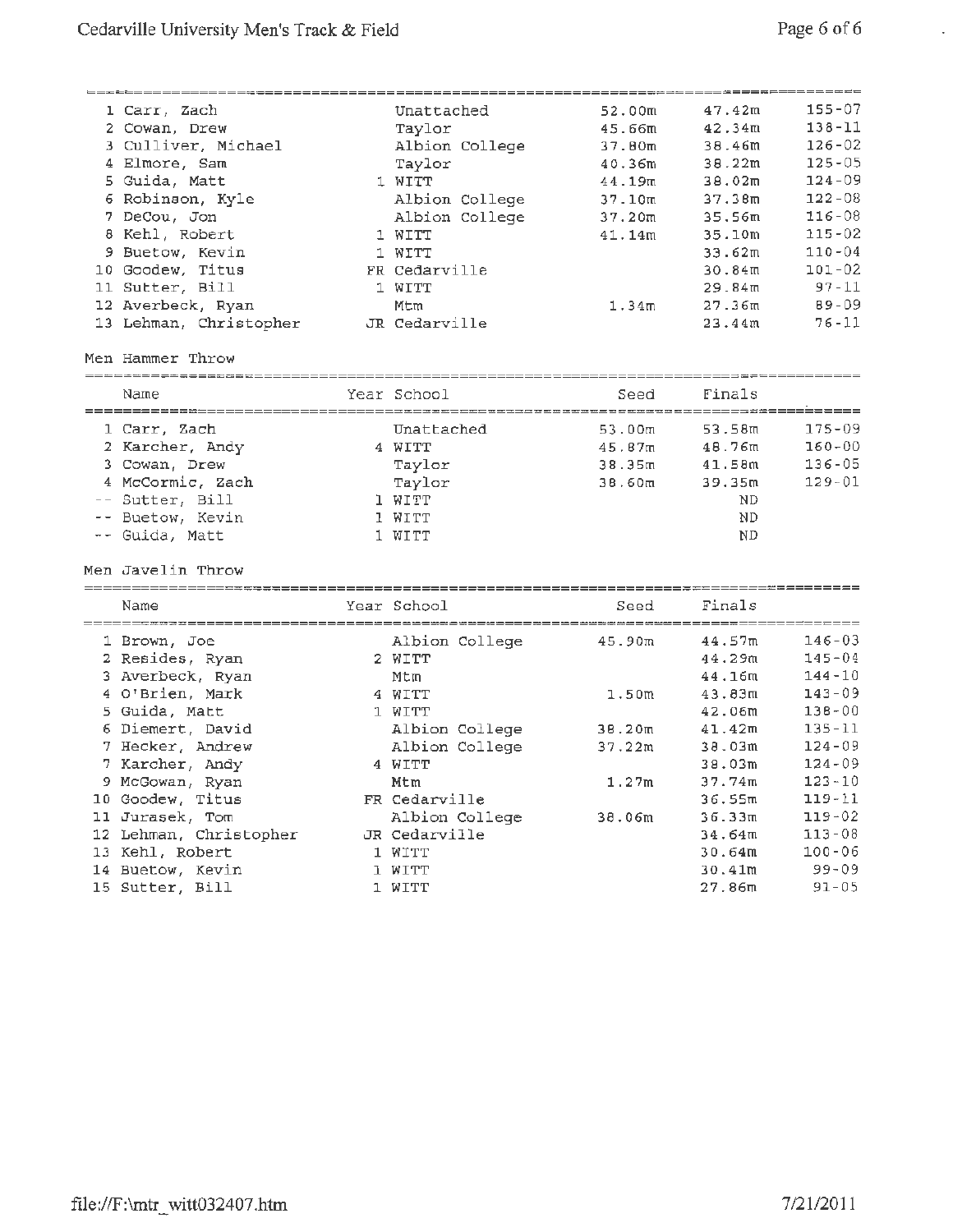| | Name | Year | School | Seed | Finals | |
|---|---|---|---|---|---|---|
| 1 | Carr, Zach | | Unattached | 52.00m | 47.42m | 155-07 |
| 2 | Cowan, Drew | | Taylor | 45.66m | 42.34m | 138-11 |
| 3 | Culliver, Michael | | Albion College | 37.80m | 38.46m | 126-02 |
| 4 | Elmore, Sam | | Taylor | 40.36m | 38.22m | 125-05 |
| 5 | Guida, Matt | 1 | WITT | 44.19m | 38.02m | 124-09 |
| 6 | Robinson, Kyle | | Albion College | 37.10m | 37.38m | 122-08 |
| 7 | DeCou, Jon | | Albion College | 37.20m | 35.56m | 116-08 |
| 8 | Kehl, Robert | 1 | WITT | 41.14m | 35.10m | 115-02 |
| 9 | Buetow, Kevin | 1 | WITT | | 33.62m | 110-04 |
| 10 | Goodew, Titus | FR | Cedarville | | 30.84m | 101-02 |
| 11 | Sutter, Bill | 1 | WITT | | 29.84m | 97-11 |
| 12 | Averbeck, Ryan | | Mtm | 1.34m | 27.36m | 89-09 |
| 13 | Lehman, Christopher | JR | Cedarville | | 23.44m | 76-11 |

Men Hammer Throw

| | Name | Year | School | Seed | Finals | |
|---|---|---|---|---|---|---|
| 1 | Carr, Zach | | Unattached | 53.00m | 53.58m | 175-09 |
| 2 | Karcher, Andy | 4 | WITT | 45.87m | 48.76m | 160-00 |
| 3 | Cowan, Drew | | Taylor | 38.35m | 41.58m | 136-05 |
| 4 | McCormic, Zach | | Taylor | 38.60m | 39.35m | 129-01 |
| -- | Sutter, Bill | 1 | WITT | | ND | |
| -- | Buetow, Kevin | 1 | WITT | | ND | |
| -- | Guida, Matt | 1 | WITT | | ND | |

Men Javelin Throw

| | Name | Year | School | Seed | Finals | |
|---|---|---|---|---|---|---|
| 1 | Brown, Joe | | Albion College | 45.90m | 44.57m | 146-03 |
| 2 | Resides, Ryan | 2 | WITT | | 44.29m | 145-04 |
| 3 | Averbeck, Ryan | | Mtm | | 44.16m | 144-10 |
| 4 | O'Brien, Mark | 4 | WITT | 1.50m | 43.83m | 143-09 |
| 5 | Guida, Matt | 1 | WITT | | 42.06m | 138-00 |
| 6 | Diemert, David | | Albion College | 38.20m | 41.42m | 135-11 |
| 7 | Hecker, Andrew | | Albion College | 37.22m | 38.03m | 124-09 |
| 7 | Karcher, Andy | 4 | WITT | | 38.03m | 124-09 |
| 9 | McGowan, Ryan | | Mtm | 1.27m | 37.74m | 123-10 |
| 10 | Goodew, Titus | FR | Cedarville | | 36.55m | 119-11 |
| 11 | Jurasek, Tom | | Albion College | 38.06m | 36.33m | 119-02 |
| 12 | Lehman, Christopher | JR | Cedarville | | 34.64m | 113-08 |
| 13 | Kehl, Robert | 1 | WITT | | 30.64m | 100-06 |
| 14 | Buetow, Kevin | 1 | WITT | | 30.41m | 99-09 |
| 15 | Sutter, Bill | 1 | WITT | | 27.86m | 91-05 |